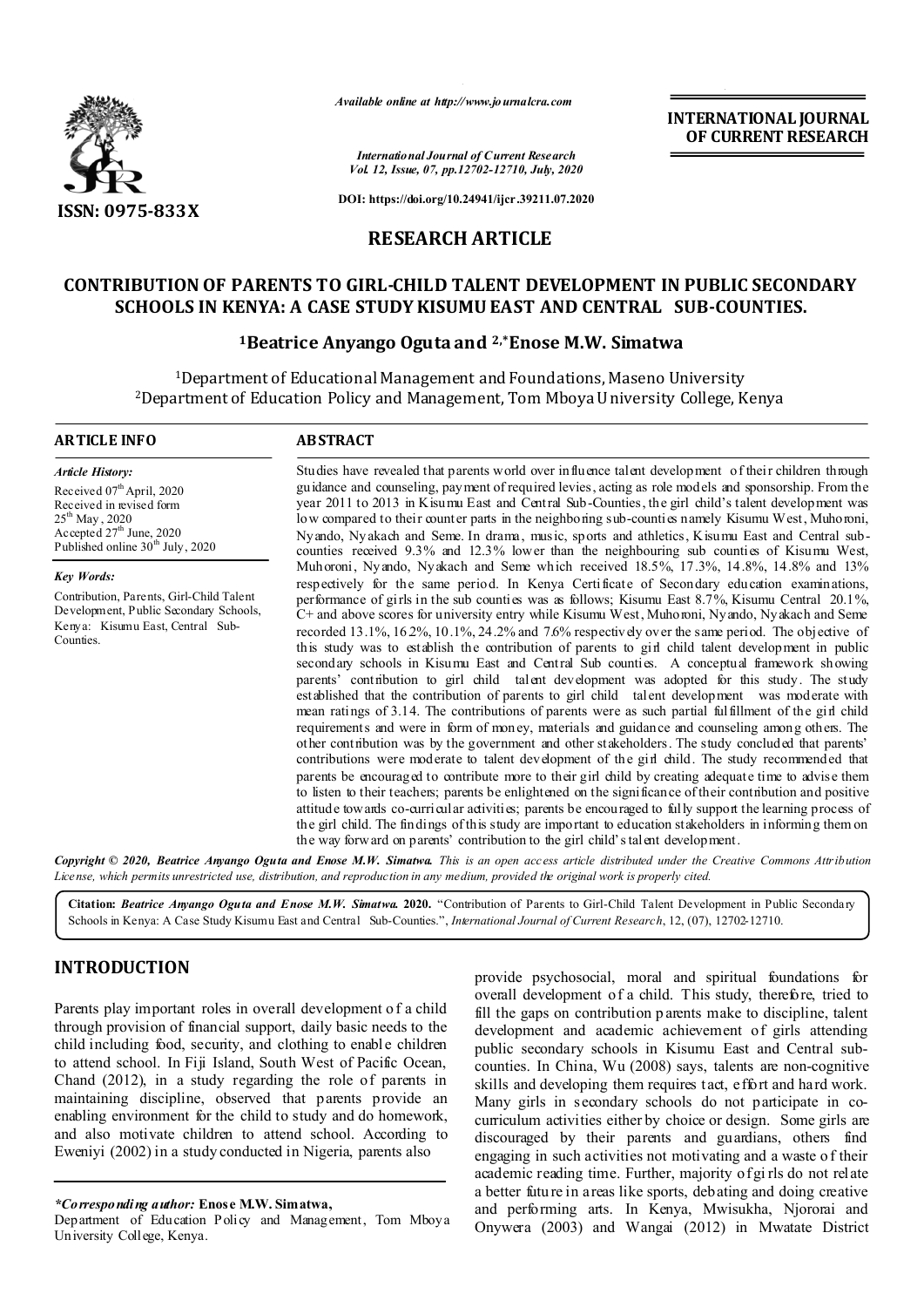*Available online at http://www.journalcra.com*

*International Journal of Current Research*
*Vol. 12, Issue, 07, pp.12702-12710, July, 2020*

**DOI: https://doi.org/10.24941/ijcr.39211.07.2020**

**INTERNATIONAL JOURNAL OF CURRENT RESEARCH**

**ISSN: 0975-833X**

## RESEARCH ARTICLE

# CONTRIBUTION OF PARENTS TO GIRL-CHILD TALENT DEVELOPMENT IN PUBLIC SECONDARY SCHOOLS IN KENYA: A CASE STUDY KISUMU EAST AND CENTRAL SUB-COUNTIES.

**[1]Beatrice Anyango Oguta and [2,*]Enose M.W. Simatwa**

[1]Department of Educational Management and Foundations, Maseno University
[2]Department of Education Policy and Management, Tom Mboya University College, Kenya

### ARTICLE INFO

*Article History:*
Received 07th April, 2020
Received in revised form
25th May, 2020
Accepted 27th June, 2020
Published online 30th July, 2020

*Key Words:*
Contribution, Parents, Girl-Child Talent Development, Public Secondary Schools, Kenya: Kisumu East, Central Sub-Counties.

### ABSTRACT

Studies have revealed that parents world over influence talent development of their children through guidance and counseling, payment of required levies, acting as role models and sponsorship. From the year 2011 to 2013 in Kisumu East and Central Sub-Counties, the girl child's talent development was low compared to their counter parts in the neighboring sub-counties namely Kisumu West, Muhoroni, Nyando, Nyakach and Seme. In drama, music, sports and athletics, Kisumu East and Central sub-counties received 9.3% and 12.3% lower than the neighbouring sub counties of Kisumu West, Muhoroni, Nyando, Nyakach and Seme which received 18.5%, 17.3%, 14.8%, 14.8% and 13% respectively for the same period. In Kenya Certificate of Secondary education examinations, performance of girls in the sub counties was as follows; Kisumu East 8.7%, Kisumu Central 20.1%, C+ and above scores for university entry while Kisumu West, Muhoroni, Nyando, Nyakach and Seme recorded 13.1%, 16.2%, 10.1%, 24.2% and 7.6% respectively over the same period. The objective of this study was to establish the contribution of parents to girl child talent development in public secondary schools in Kisumu East and Central Sub counties. A conceptual framework showing parents' contribution to girl child talent development was adopted for this study. The study established that the contribution of parents to girl child talent development was moderate with mean ratings of 3.14. The contributions of parents were as such partial fulfillment of the girl child requirements and were in form of money, materials and guidance and counseling among others. The other contribution was by the government and other stakeholders. The study concluded that parents' contributions were moderate to talent development of the girl child. The study recommended that parents be encouraged to contribute more to their girl child by creating adequate time to advise them to listen to their teachers; parents be enlightened on the significance of their contribution and positive attitude towards co-curricular activities; parents be encouraged to fully support the learning process of the girl child. The findings of this study are important to education stakeholders in informing them on the way forward on parents' contribution to the girl child's talent development.

***Copyright © 2020, Beatrice Anyango Oguta and Enose M.W. Simatwa.*** *This is an open access article distributed under the Creative Commons Attribution License, which permits unrestricted use, distribution, and reproduction in any medium, provided the original work is properly cited.*

**Citation: *Beatrice Anyango Oguta and Enose M.W. Simatwa.* 2020.** "Contribution of Parents to Girl-Child Talent Development in Public Secondary Schools in Kenya: A Case Study Kisumu East and Central Sub-Counties.", *International Journal of Current Research*, 12, (07), 12702-12710.

## INTRODUCTION

Parents play important roles in overall development of a child through provision of financial support, daily basic needs to the child including food, security, and clothing to enable children to attend school. In Fiji Island, South West of Pacific Ocean, Chand (2012), in a study regarding the role of parents in maintaining discipline, observed that parents provide an enabling environment for the child to study and do homework, and also motivate children to attend school. According to Eweniyi (2002) in a study conducted in Nigeria, parents also provide psychosocial, moral and spiritual foundations for overall development of a child. This study, therefore, tried to fill the gaps on contribution parents make to discipline, talent development and academic achievement of girls attending public secondary schools in Kisumu East and Central sub-counties. In China, Wu (2008) says, talents are non-cognitive skills and developing them requires tact, effort and hard work. Many girls in secondary schools do not participate in co-curriculum activities either by choice or design. Some girls are discouraged by their parents and guardians, others find engaging in such activities not motivating and a waste of their academic reading time. Further, majority of girls do not relate a better future in areas like sports, debating and doing creative and performing arts. In Kenya, Mwisukha, Njororai and Onywera (2003) and Wangai (2012) in Mwatate District

***Corresponding author:* Enose M.W. Simatwa,**
Department of Education Policy and Management, Tom Mboya University College, Kenya.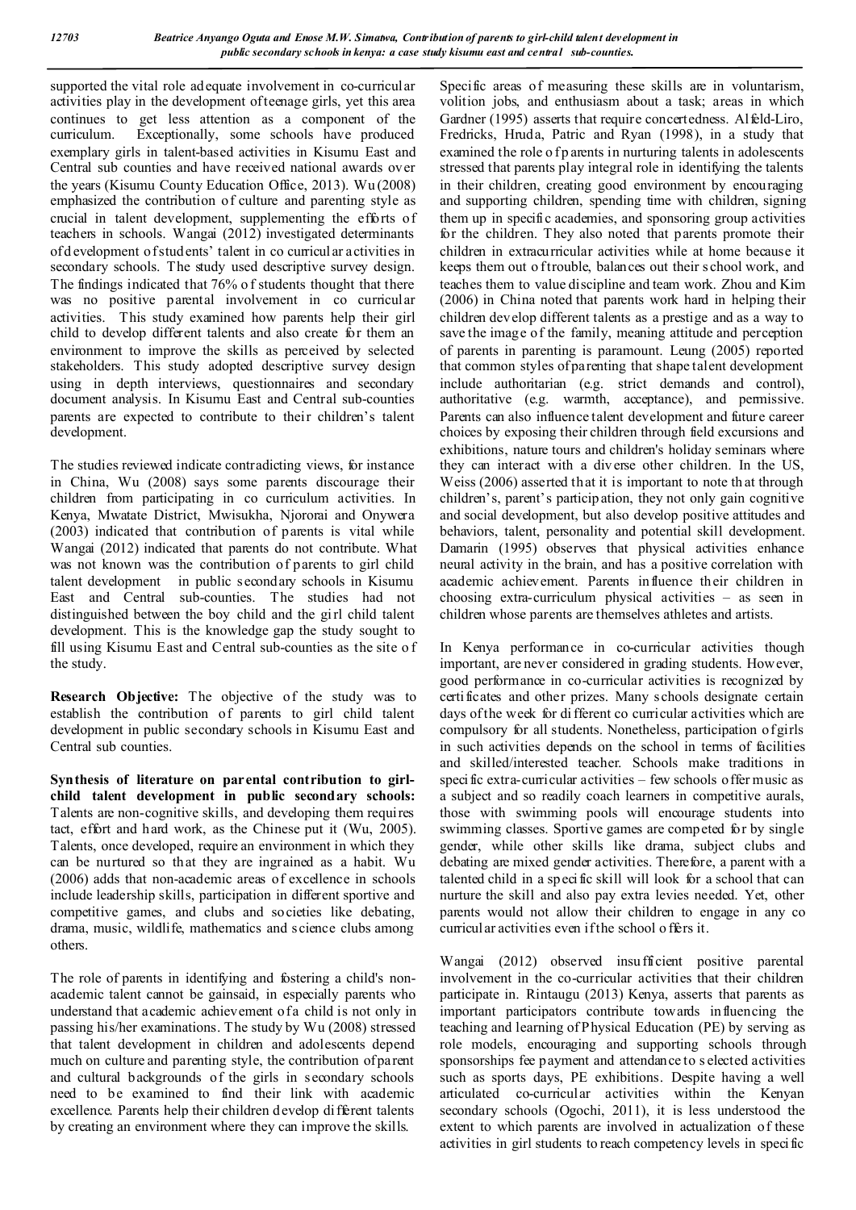supported the vital role adequate involvement in co-curricular activities play in the development of teenage girls, yet this area continues to get less attention as a component of the curriculum. Exceptionally, some schools have produced exemplary girls in talent-based activities in Kisumu East and Central sub counties and have received national awards over the years (Kisumu County Education Office, 2013). Wu (2008) emphasized the contribution of culture and parenting style as crucial in talent development, supplementing the efforts of teachers in schools. Wangai (2012) investigated determinants of development of students' talent in co curricular activities in secondary schools. The study used descriptive survey design. The findings indicated that 76% of students thought that there was no positive parental involvement in co curricular activities. This study examined how parents help their girl child to develop different talents and also create for them an environment to improve the skills as perceived by selected stakeholders. This study adopted descriptive survey design using in depth interviews, questionnaires and secondary document analysis. In Kisumu East and Central sub-counties parents are expected to contribute to their children's talent development.

The studies reviewed indicate contradicting views, for instance in China, Wu (2008) says some parents discourage their children from participating in co curriculum activities. In Kenya, Mwatate District, Mwisukha, Njororai and Onywera (2003) indicated that contribution of parents is vital while Wangai (2012) indicated that parents do not contribute. What was not known was the contribution of parents to girl child talent development in public secondary schools in Kisumu East and Central sub-counties. The studies had not distinguished between the boy child and the girl child talent development. This is the knowledge gap the study sought to fill using Kisumu East and Central sub-counties as the site of the study.

**Research Objective:** The objective of the study was to establish the contribution of parents to girl child talent development in public secondary schools in Kisumu East and Central sub counties.

**Synthesis of literature on parental contribution to girl-child talent development in public secondary schools:** Talents are non-cognitive skills, and developing them requires tact, effort and hard work, as the Chinese put it (Wu, 2005). Talents, once developed, require an environment in which they can be nurtured so that they are ingrained as a habit. Wu (2006) adds that non-academic areas of excellence in schools include leadership skills, participation in different sportive and competitive games, and clubs and societies like debating, drama, music, wildlife, mathematics and science clubs among others.

The role of parents in identifying and fostering a child's non-academic talent cannot be gainsaid, in especially parents who understand that academic achievement of a child is not only in passing his/her examinations. The study by Wu (2008) stressed that talent development in children and adolescents depend much on culture and parenting style, the contribution of parent and cultural backgrounds of the girls in secondary schools need to be examined to find their link with academic excellence. Parents help their children develop different talents by creating an environment where they can improve the skills. Specific areas of measuring these skills are in voluntarism, volition jobs, and enthusiasm about a task; areas in which Gardner (1995) asserts that require concertedness. Alfeld-Liro, Fredricks, Hruda, Patric and Ryan (1998), in a study that examined the role of parents in nurturing talents in adolescents stressed that parents play integral role in identifying the talents in their children, creating good environment by encouraging and supporting children, spending time with children, signing them up in specific academies, and sponsoring group activities for the children. They also noted that parents promote their children in extracurricular activities while at home because it keeps them out of trouble, balances out their school work, and teaches them to value discipline and team work. Zhou and Kim (2006) in China noted that parents work hard in helping their children develop different talents as a prestige and as a way to save the image of the family, meaning attitude and perception of parents in parenting is paramount. Leung (2005) reported that common styles of parenting that shape talent development include authoritarian (e.g. strict demands and control), authoritative (e.g. warmth, acceptance), and permissive. Parents can also influence talent development and future career choices by exposing their children through field excursions and exhibitions, nature tours and children's holiday seminars where they can interact with a diverse other children. In the US, Weiss (2006) asserted that it is important to note that through children's, parent's participation, they not only gain cognitive and social development, but also develop positive attitudes and behaviors, talent, personality and potential skill development. Damarin (1995) observes that physical activities enhance neural activity in the brain, and has a positive correlation with academic achievement. Parents influence their children in choosing extra-curriculum physical activities – as seen in children whose parents are themselves athletes and artists.

In Kenya performance in co-curricular activities though important, are never considered in grading students. However, good performance in co-curricular activities is recognized by certificates and other prizes. Many schools designate certain days of the week for different co curricular activities which are compulsory for all students. Nonetheless, participation of girls in such activities depends on the school in terms of facilities and skilled/interested teacher. Schools make traditions in specific extra-curricular activities – few schools offer music as a subject and so readily coach learners in competitive aurals, those with swimming pools will encourage students into swimming classes. Sportive games are competed for by single gender, while other skills like drama, subject clubs and debating are mixed gender activities. Therefore, a parent with a talented child in a specific skill will look for a school that can nurture the skill and also pay extra levies needed. Yet, other parents would not allow their children to engage in any co curricular activities even if the school offers it.

Wangai (2012) observed insufficient positive parental involvement in the co-curricular activities that their children participate in. Rintaugu (2013) Kenya, asserts that parents as important participators contribute towards influencing the teaching and learning of Physical Education (PE) by serving as role models, encouraging and supporting schools through sponsorships fee payment and attendance to selected activities such as sports days, PE exhibitions. Despite having a well articulated co-curricular activities within the Kenyan secondary schools (Ogochi, 2011), it is less understood the extent to which parents are involved in actualization of these activities in girl students to reach competency levels in specific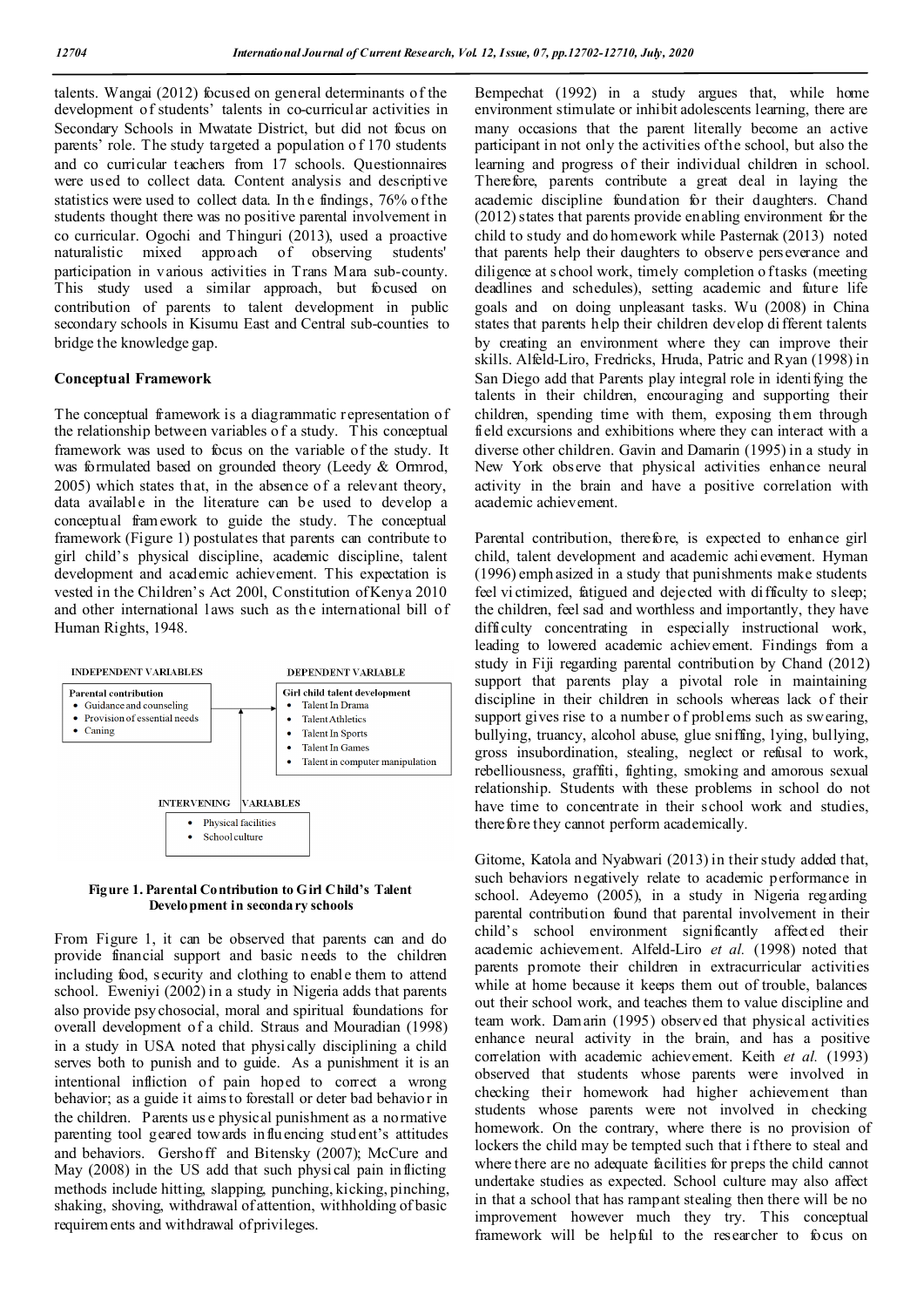talents. Wangai (2012) focused on general determinants of the development of students' talents in co-curricular activities in Secondary Schools in Mwatate District, but did not focus on parents' role. The study targeted a population of 170 students and co curricular teachers from 17 schools. Questionnaires were used to collect data. Content analysis and descriptive statistics were used to collect data. In the findings, 76% of the students thought there was no positive parental involvement in co curricular. Ogochi and Thinguri (2013), used a proactive naturalistic mixed approach of observing students' participation in various activities in Trans Mara sub-county. This study used a similar approach, but focused on contribution of parents to talent development in public secondary schools in Kisumu East and Central sub-counties to bridge the knowledge gap.

## Conceptual Framework

The conceptual framework is a diagrammatic representation of the relationship between variables of a study. This conceptual framework was used to focus on the variable of the study. It was formulated based on grounded theory (Leedy & Ormrod, 2005) which states that, in the absence of a relevant theory, data available in the literature can be used to develop a conceptual framework to guide the study. The conceptual framework (Figure 1) postulates that parents can contribute to girl child's physical discipline, academic discipline, talent development and academic achievement. This expectation is vested in the Children's Act 200l, Constitution of Kenya 2010 and other international laws such as the international bill of Human Rights, 1948.

**INDEPENDENT VARIABLES**

**Parental contribution**
- Guidance and counseling
- Provision of essential needs
- Caning

**DEPENDENT VARIABLE**

**Girl child talent development**
- Talent In Drama
- Talent Athletics
- Talent In Sports
- Talent In Games
- Talent in computer manipulation

**INTERVENING VARIABLES**
- Physical facilities
- School culture

**Figure 1. Parental Contribution to Girl Child's Talent Development in secondary schools**

From Figure 1, it can be observed that parents can and do provide financial support and basic needs to the children including food, security and clothing to enable them to attend school. Eweniyi (2002) in a study in Nigeria adds that parents also provide psychosocial, moral and spiritual foundations for overall development of a child. Straus and Mouradian (1998) in a study in USA noted that physically disciplining a child serves both to punish and to guide. As a punishment it is an intentional infliction of pain hoped to correct a wrong behavior; as a guide it aims to forestall or deter bad behavior in the children. Parents use physical punishment as a normative parenting tool geared towards influencing student's attitudes and behaviors. Gershoff and Bitensky (2007); McCure and May (2008) in the US add that such physical pain inflicting methods include hitting, slapping, punching, kicking, pinching, shaking, shoving, withdrawal of attention, withholding of basic requirements and withdrawal of privileges.

Bempechat (1992) in a study argues that, while home environment stimulate or inhibit adolescents learning, there are many occasions that the parent literally become an active participant in not only the activities of the school, but also the learning and progress of their individual children in school. Therefore, parents contribute a great deal in laying the academic discipline foundation for their daughters. Chand (2012) states that parents provide enabling environment for the child to study and do homework while Pasternak (2013) noted that parents help their daughters to observe perseverance and diligence at school work, timely completion of tasks (meeting deadlines and schedules), setting academic and future life goals and on doing unpleasant tasks. Wu (2008) in China states that parents help their children develop different talents by creating an environment where they can improve their skills. Alfeld-Liro, Fredricks, Hruda, Patric and Ryan (1998) in San Diego add that Parents play integral role in identifying the talents in their children, encouraging and supporting their children, spending time with them, exposing them through field excursions and exhibitions where they can interact with a diverse other children. Gavin and Damarin (1995) in a study in New York observe that physical activities enhance neural activity in the brain and have a positive correlation with academic achievement.

Parental contribution, therefore, is expected to enhance girl child, talent development and academic achievement. Hyman (1996) emphasized in a study that punishments make students feel victimized, fatigued and dejected with difficulty to sleep; the children, feel sad and worthless and importantly, they have difficulty concentrating in especially instructional work, leading to lowered academic achievement. Findings from a study in Fiji regarding parental contribution by Chand (2012) support that parents play a pivotal role in maintaining discipline in their children in schools whereas lack of their support gives rise to a number of problems such as swearing, bullying, truancy, alcohol abuse, glue sniffing, lying, bullying, gross insubordination, stealing, neglect or refusal to work, rebelliousness, graffiti, fighting, smoking and amorous sexual relationship. Students with these problems in school do not have time to concentrate in their school work and studies, therefore they cannot perform academically.

Gitome, Katola and Nyabwari (2013) in their study added that, such behaviors negatively relate to academic performance in school. Adeyemo (2005), in a study in Nigeria regarding parental contribution found that parental involvement in their child's school environment significantly affected their academic achievement. Alfeld-Liro *et al.* (1998) noted that parents promote their children in extracurricular activities while at home because it keeps them out of trouble, balances out their school work, and teaches them to value discipline and team work. Damarin (1995) observed that physical activities enhance neural activity in the brain, and has a positive correlation with academic achievement. Keith *et al.* (1993) observed that students whose parents were involved in checking their homework had higher achievement than students whose parents were not involved in checking homework. On the contrary, where there is no provision of lockers the child may be tempted such that if there to steal and where there are no adequate facilities for preps the child cannot undertake studies as expected. School culture may also affect in that a school that has rampant stealing then there will be no improvement however much they try. This conceptual framework will be helpful to the researcher to focus on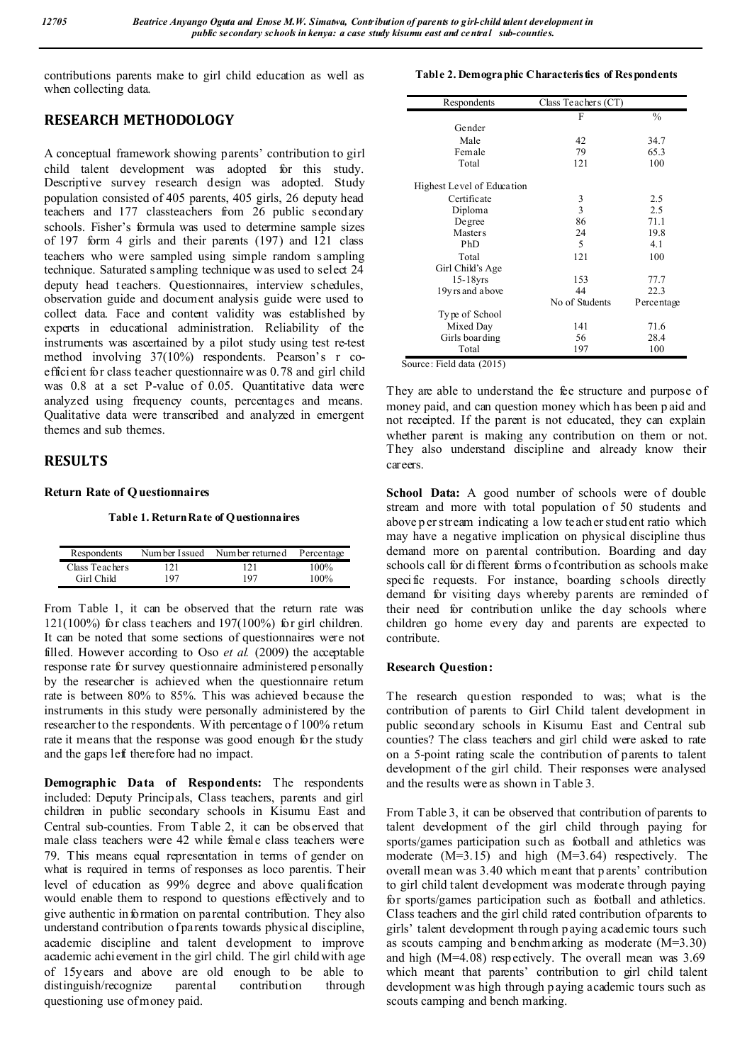contributions parents make to girl child education as well as when collecting data.

## RESEARCH METHODOLOGY

A conceptual framework showing parents' contribution to girl child talent development was adopted for this study. Descriptive survey research design was adopted. Study population consisted of 405 parents, 405 girls, 26 deputy head teachers and 177 classteachers from 26 public secondary schools. Fisher's formula was used to determine sample sizes of 197 form 4 girls and their parents (197) and 121 class teachers who were sampled using simple random sampling technique. Saturated sampling technique was used to select 24 deputy head teachers. Questionnaires, interview schedules, observation guide and document analysis guide were used to collect data. Face and content validity was established by experts in educational administration. Reliability of the instruments was ascertained by a pilot study using test re-test method involving 37(10%) respondents. Pearson's r co-efficient for class teacher questionnaire was 0.78 and girl child was 0.8 at a set P-value of 0.05. Quantitative data were analyzed using frequency counts, percentages and means. Qualitative data were transcribed and analyzed in emergent themes and sub themes.

## RESULTS

### Return Rate of Questionnaires

**Table 1. Return Rate of Questionnaires**

| Respondents | Number Issued | Number returned | Percentage |
|---|---|---|---|
| Class Teachers | 121 | 121 | 100% |
| Girl Child | 197 | 197 | 100% |

From Table 1, it can be observed that the return rate was 121(100%) for class teachers and 197(100%) for girl children. It can be noted that some sections of questionnaires were not filled. However according to Oso *et al.* (2009) the acceptable response rate for survey questionnaire administered personally by the researcher is achieved when the questionnaire return rate is between 80% to 85%. This was achieved because the instruments in this study were personally administered by the researcher to the respondents. With percentage of 100% return rate it means that the response was good enough for the study and the gaps left therefore had no impact.

**Demographic Data of Respondents:** The respondents included: Deputy Principals, Class teachers, parents and girl children in public secondary schools in Kisumu East and Central sub-counties. From Table 2, it can be observed that male class teachers were 42 while female class teachers were 79. This means equal representation in terms of gender on what is required in terms of responses as loco parentis. Their level of education as 99% degree and above qualification would enable them to respond to questions effectively and to give authentic information on parental contribution. They also understand contribution of parents towards physical discipline, academic discipline and talent development to improve academic achievement in the girl child. The girl child with age of 15years and above are old enough to be able to distinguish/recognize parental contribution through questioning use of money paid.

**Table 2. Demographic Characteristics of Respondents**

| Respondents | Class Teachers (CT) | |
|---|---|---|
| | F | % |
| Gender | | |
| Male | 42 | 34.7 |
| Female | 79 | 65.3 |
| Total | 121 | 100 |
| Highest Level of Education | | |
| Certificate | 3 | 2.5 |
| Diploma | 3 | 2.5 |
| Degree | 86 | 71.1 |
| Masters | 24 | 19.8 |
| PhD | 5 | 4.1 |
| Total | 121 | 100 |
| Girl Child's Age | | |
| 15-18yrs | 153 | 77.7 |
| 19yrs and above | 44 | 22.3 |
| | No of Students | Percentage |
| Type of School | | |
| Mixed Day | 141 | 71.6 |
| Girls boarding | 56 | 28.4 |
| Total | 197 | 100 |

Source: Field data (2015)

They are able to understand the fee structure and purpose of money paid, and can question money which has been paid and not receipted. If the parent is not educated, they can explain whether parent is making any contribution on them or not. They also understand discipline and already know their careers.

**School Data:** A good number of schools were of double stream and more with total population of 50 students and above per stream indicating a low teacher student ratio which may have a negative implication on physical discipline thus demand more on parental contribution. Boarding and day schools call for different forms of contribution as schools make specific requests. For instance, boarding schools directly demand for visiting days whereby parents are reminded of their need for contribution unlike the day schools where children go home every day and parents are expected to contribute.

**Research Question:**

The research question responded to was; what is the contribution of parents to Girl Child talent development in public secondary schools in Kisumu East and Central sub counties? The class teachers and girl child were asked to rate on a 5-point rating scale the contribution of parents to talent development of the girl child. Their responses were analysed and the results were as shown in Table 3.

From Table 3, it can be observed that contribution of parents to talent development of the girl child through paying for sports/games participation such as football and athletics was moderate (M=3.15) and high (M=3.64) respectively. The overall mean was 3.40 which meant that parents' contribution to girl child talent development was moderate through paying for sports/games participation such as football and athletics. Class teachers and the girl child rated contribution of parents to girls' talent development through paying academic tours such as scouts camping and benchmarking as moderate (M=3.30) and high (M=4.08) respectively. The overall mean was 3.69 which meant that parents' contribution to girl child talent development was high through paying academic tours such as scouts camping and bench marking.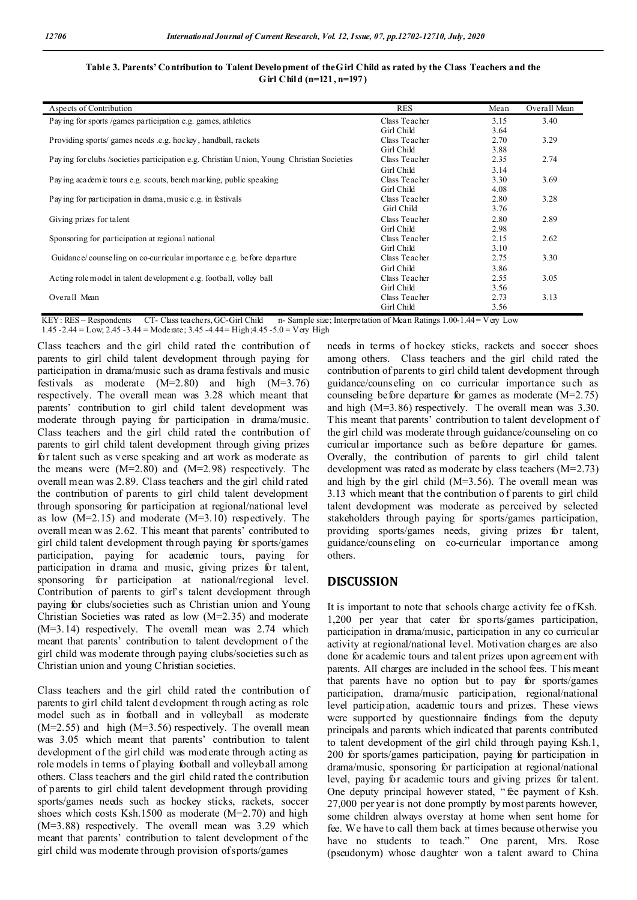**Table 3. Parents' Contribution to Talent Development of the Girl Child as rated by the Class Teachers and the Girl Child (n=121, n=197)**

| Aspects of Contribution | RES | Mean | Overall Mean |
|---|---|---|---|
| Paying for sports /games participation e.g. games, athletics | Class Teacher | 3.15 | 3.40 |
| | Girl Child | 3.64 | |
| Providing sports/ games needs .e.g. hockey, handball, rackets | Class Teacher | 2.70 | 3.29 |
| | Girl Child | 3.88 | |
| Paying for clubs /societies participation e.g. Christian Union, Young Christian Societies | Class Teacher | 2.35 | 2.74 |
| | Girl Child | 3.14 | |
| Paying academic tours e.g. scouts, bench marking, public speaking | Class Teacher | 3.30 | 3.69 |
| | Girl Child | 4.08 | |
| Paying for participation in drama, music e.g. in festivals | Class Teacher | 2.80 | 3.28 |
| | Girl Child | 3.76 | |
| Giving prizes for talent | Class Teacher | 2.80 | 2.89 |
| | Girl Child | 2.98 | |
| Sponsoring for participation at regional national | Class Teacher | 2.15 | 2.62 |
| | Girl Child | 3.10 | |
| Guidance/ counseling on co-curricular importance e.g. before departure | Class Teacher | 2.75 | 3.30 |
| | Girl Child | 3.86 | |
| Acting role model in talent development e.g. football, volley ball | Class Teacher | 2.55 | 3.05 |
| | Girl Child | 3.56 | |
| Overall Mean | Class Teacher | 2.73 | 3.13 |
| | Girl Child | 3.56 | |

KEY: RES – Respondents CT- Class teachers, GC-Girl Child n- Sample size; Interpretation of Mean Ratings 1.00-1.44 = Very Low 1.45 -2.44 = Low; 2.45 -3.44 = Moderate; 3.45 -4.44 = High; 4.45 -5.0 = Very High

Class teachers and the girl child rated the contribution of parents to girl child talent development through paying for participation in drama/music such as drama festivals and music festivals as moderate (M=2.80) and high (M=3.76) respectively. The overall mean was 3.28 which meant that parents' contribution to girl child talent development was moderate through paying for participation in drama/music. Class teachers and the girl child rated the contribution of parents to girl child talent development through giving prizes for talent such as verse speaking and art work as moderate as the means were (M=2.80) and (M=2.98) respectively. The overall mean was 2.89. Class teachers and the girl child rated the contribution of parents to girl child talent development through sponsoring for participation at regional/national level as low (M=2.15) and moderate (M=3.10) respectively. The overall mean was 2.62. This meant that parents' contributed to girl child talent development through paying for sports/games participation, paying for academic tours, paying for participation in drama and music, giving prizes for talent, sponsoring for participation at national/regional level. Contribution of parents to girl's talent development through paying for clubs/societies such as Christian union and Young Christian Societies was rated as low (M=2.35) and moderate (M=3.14) respectively. The overall mean was 2.74 which meant that parents' contribution to talent development of the girl child was moderate through paying clubs/societies such as Christian union and young Christian societies.

Class teachers and the girl child rated the contribution of parents to girl child talent development through acting as role model such as in football and in volleyball as moderate (M=2.55) and high (M=3.56) respectively. The overall mean was 3.05 which meant that parents' contribution to talent development of the girl child was moderate through acting as role models in terms of playing football and volleyball among others. Class teachers and the girl child rated the contribution of parents to girl child talent development through providing sports/games needs such as hockey sticks, rackets, soccer shoes which costs Ksh.1500 as moderate (M=2.70) and high (M=3.88) respectively. The overall mean was 3.29 which meant that parents' contribution to talent development of the girl child was moderate through provision of sports/games needs in terms of hockey sticks, rackets and soccer shoes among others. Class teachers and the girl child rated the contribution of parents to girl child talent development through guidance/counseling on co curricular importance such as counseling before departure for games as moderate (M=2.75) and high (M=3.86) respectively. The overall mean was 3.30. This meant that parents' contribution to talent development of the girl child was moderate through guidance/counseling on co curricular importance such as before departure for games. Overally, the contribution of parents to girl child talent development was rated as moderate by class teachers (M=2.73) and high by the girl child (M=3.56). The overall mean was 3.13 which meant that the contribution of parents to girl child talent development was moderate as perceived by selected stakeholders through paying for sports/games participation, providing sports/games needs, giving prizes for talent, guidance/counseling on co-curricular importance among others.

## DISCUSSION

It is important to note that schools charge activity fee of Ksh. 1,200 per year that cater for sports/games participation, participation in drama/music, participation in any co curricular activity at regional/national level. Motivation charges are also done for academic tours and talent prizes upon agreement with parents. All charges are included in the school fees. This meant that parents have no option but to pay for sports/games participation, drama/music participation, regional/national level participation, academic tours and prizes. These views were supported by questionnaire findings from the deputy principals and parents which indicated that parents contributed to talent development of the girl child through paying Ksh.1, 200 for sports/games participation, paying for participation in drama/music, sponsoring for participation at regional/national level, paying for academic tours and giving prizes for talent. One deputy principal however stated, "fee payment of Ksh. 27,000 per year is not done promptly by most parents however, some children always overstay at home when sent home for fee. We have to call them back at times because otherwise you have no students to teach." One parent, Mrs. Rose (pseudonym) whose daughter won a talent award to China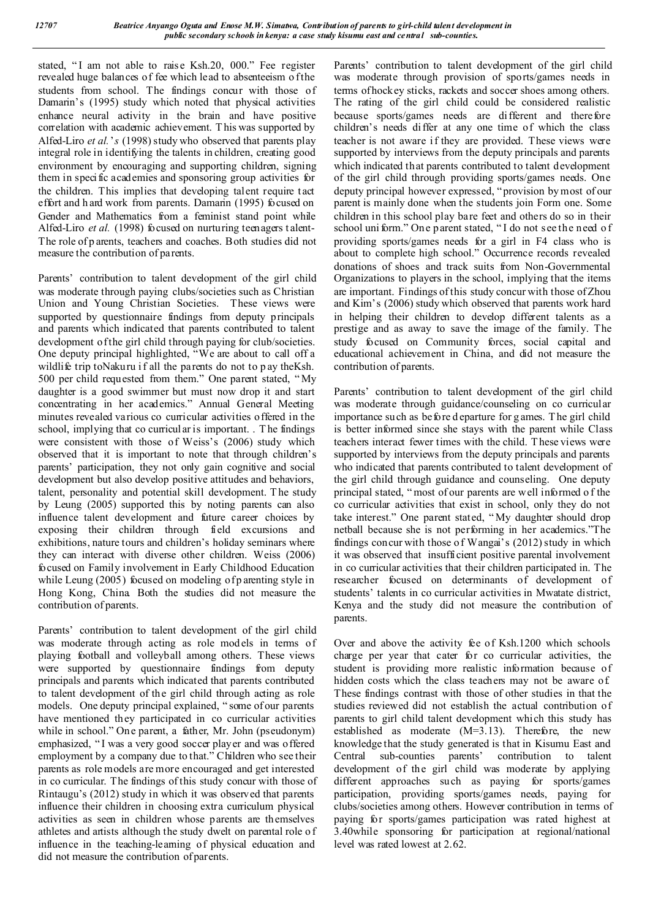stated, "I am not able to raise Ksh.20, 000." Fee register revealed huge balances of fee which lead to absenteeism of the students from school. The findings concur with those of Damarin's (1995) study which noted that physical activities enhance neural activity in the brain and have positive correlation with academic achievement. This was supported by Alfed-Liro *et al.*'*s* (1998) study who observed that parents play integral role in identifying the talents in children, creating good environment by encouraging and supporting children, signing them in specific academies and sponsoring group activities for the children. This implies that developing talent require tact effort and hard work from parents. Damarin (1995) focused on Gender and Mathematics from a feminist stand point while Alfed-Liro *et al.* (1998) focused on nurturing teenagers talent- The role of parents, teachers and coaches. Both studies did not measure the contribution of parents.

Parents' contribution to talent development of the girl child was moderate through paying clubs/societies such as Christian Union and Young Christian Societies. These views were supported by questionnaire findings from deputy principals and parents which indicated that parents contributed to talent development of the girl child through paying for club/societies. One deputy principal highlighted, "We are about to call off a wildlife trip toNakuru if all the parents do not pay theKsh. 500 per child requested from them." One parent stated, "My daughter is a good swimmer but must now drop it and start concentrating in her academics." Annual General Meeting minutes revealed various co curricular activities offered in the school, implying that co curricular is important. . The findings were consistent with those of Weiss's (2006) study which observed that it is important to note that through children's parents' participation, they not only gain cognitive and social development but also develop positive attitudes and behaviors, talent, personality and potential skill development. The study by Leung (2005) supported this by noting parents can also influence talent development and future career choices by exposing their children through field excursions and exhibitions, nature tours and children's holiday seminars where they can interact with diverse other children. Weiss (2006) focused on Family involvement in Early Childhood Education while Leung (2005) focused on modeling of parenting style in Hong Kong, China. Both the studies did not measure the contribution of parents.

Parents' contribution to talent development of the girl child was moderate through acting as role models in terms of playing football and volleyball among others. These views were supported by questionnaire findings from deputy principals and parents which indicated that parents contributed to talent development of the girl child through acting as role models. One deputy principal explained, "some of our parents have mentioned they participated in co curricular activities while in school." One parent, a father, Mr. John (pseudonym) emphasized, "I was a very good soccer player and was offered employment by a company due to that." Children who see their parents as role models are more encouraged and get interested in co curricular. The findings of this study concur with those of Rintaugu's (2012) study in which it was observed that parents influence their children in choosing extra curriculum physical activities as seen in children whose parents are themselves athletes and artists although the study dwelt on parental role of influence in the teaching-learning of physical education and did not measure the contribution of parents.

Parents' contribution to talent development of the girl child was moderate through provision of sports/games needs in terms of hockey sticks, rackets and soccer shoes among others. The rating of the girl child could be considered realistic because sports/games needs are different and therefore children's needs differ at any one time of which the class teacher is not aware if they are provided. These views were supported by interviews from the deputy principals and parents which indicated that parents contributed to talent development of the girl child through providing sports/games needs. One deputy principal however expressed, "provision by most of our parent is mainly done when the students join Form one. Some children in this school play bare feet and others do so in their school uniform." One parent stated, "I do not see the need of providing sports/games needs for a girl in F4 class who is about to complete high school." Occurrence records revealed donations of shoes and track suits from Non-Governmental Organizations to players in the school, implying that the items are important. Findings of this study concur with those of Zhou and Kim's (2006) study which observed that parents work hard in helping their children to develop different talents as a prestige and as away to save the image of the family. The study focused on Community forces, social capital and educational achievement in China, and did not measure the contribution of parents.

Parents' contribution to talent development of the girl child was moderate through guidance/counseling on co curricular importance such as before departure for games. The girl child is better informed since she stays with the parent while Class teachers interact fewer times with the child. These views were supported by interviews from the deputy principals and parents who indicated that parents contributed to talent development of the girl child through guidance and counseling. One deputy principal stated, "most of our parents are well informed of the co curricular activities that exist in school, only they do not take interest." One parent stated, "My daughter should drop netball because she is not performing in her academics."The findings concur with those of Wangai's (2012) study in which it was observed that insufficient positive parental involvement in co curricular activities that their children participated in. The researcher focused on determinants of development of students' talents in co curricular activities in Mwatate district, Kenya and the study did not measure the contribution of parents.

Over and above the activity fee of Ksh.1200 which schools charge per year that cater for co curricular activities, the student is providing more realistic information because of hidden costs which the class teachers may not be aware of. These findings contrast with those of other studies in that the studies reviewed did not establish the actual contribution of parents to girl child talent development which this study has established as moderate (M=3.13). Therefore, the new knowledge that the study generated is that in Kisumu East and Central sub-counties parents' contribution to talent development of the girl child was moderate by applying different approaches such as paying for sports/games participation, providing sports/games needs, paying for clubs/societies among others. However contribution in terms of paying for sports/games participation was rated highest at 3.40while sponsoring for participation at regional/national level was rated lowest at 2.62.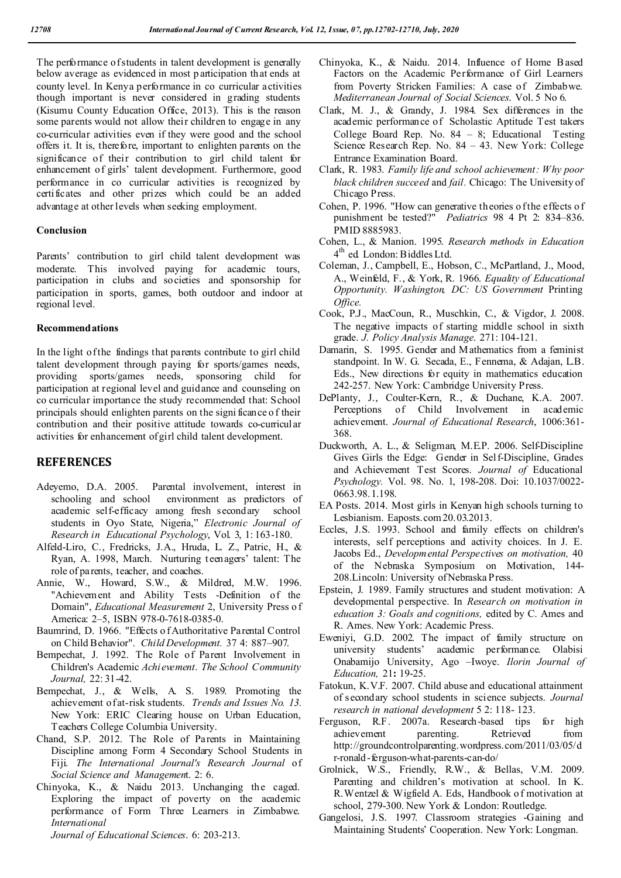The performance of students in talent development is generally below average as evidenced in most participation that ends at county level. In Kenya performance in co curricular activities though important is never considered in grading students (Kisumu County Education Office, 2013). This is the reason some parents would not allow their children to engage in any co-curricular activities even if they were good and the school offers it. It is, therefore, important to enlighten parents on the significance of their contribution to girl child talent for enhancement of girls' talent development. Furthermore, good performance in co curricular activities is recognized by certificates and other prizes which could be an added advantage at other levels when seeking employment.

**Conclusion**

Parents' contribution to girl child talent development was moderate. This involved paying for academic tours, participation in clubs and societies and sponsorship for participation in sports, games, both outdoor and indoor at regional level.

**Recommendations**

In the light of the findings that parents contribute to girl child talent development through paying for sports/games needs, providing sports/games needs, sponsoring child for participation at regional level and guidance and counseling on co curricular importance the study recommended that: School principals should enlighten parents on the significance of their contribution and their positive attitude towards co-curricular activities for enhancement of girl child talent development.

## REFERENCES

- Adeyemo, D.A. 2005. Parental involvement, interest in schooling and school environment as predictors of academic self-efficacy among fresh secondary school students in Oyo State, Nigeria," *Electronic Journal of Research in Educational Psychology*, Vol. 3, 1: 163-180.
- Alfeld-Liro, C., Fredricks, J.A., Hruda, L. Z., Patric, H., & Ryan, A. 1998, March. Nurturing teenagers' talent: The role of parents, teacher, and coaches.
- Annie, W., Howard, S.W., & Mildred, M.W. 1996. "Achievement and Ability Tests -Definition of the Domain", *Educational Measurement* 2, University Press of America: 2–5, ISBN 978-0-7618-0385-0.
- Baumrind, D. 1966. "Effects of Authoritative Parental Control on Child Behavior". *Child Development.* 37 4: 887–907.
- Bempechat, J. 1992. The Role of Parent Involvement in Children's Academic *Achievement*. *The School Community Journal,* 22: 31-42.
- Bempechat, J., & Wells, A. S. 1989. Promoting the achievement of at-risk students. *Trends and Issues No. 13.* New York: ERIC Clearing house on Urban Education, Teachers College Columbia University.
- Chand, S.P. 2012. The Role of Parents in Maintaining Discipline among Form 4 Secondary School Students in Fiji. *The International Journal's Research Journal* of *Social Science and Managemen*t. 2: 6.
- Chinyoka, K., & Naidu 2013. Unchanging the caged. Exploring the impact of poverty on the academic performance of Form Three Learners in Zimbabwe. *International Journal of Educational Sciences*. 6: 203-213.
- Chinyoka, K., & Naidu. 2014. Influence of Home Based Factors on the Academic Performance of Girl Learners from Poverty Stricken Families: A case of Zimbabwe. *Mediterranean Journal of Social Sciences*. Vol. 5 No 6.
- Clark, M. J., & Grandy, J. 1984. Sex differences in the academic performance of Scholastic Aptitude Test takers College Board Rep. No. 84 – 8; Educational Testing Science Research Rep. No. 84 – 43. New York: College Entrance Examination Board.
- Clark, R. 1983. *Family life and school achievement: Why poor black children succeed* and *fail.* Chicago: The University of Chicago Press.
- Cohen, P. 1996. "How can generative theories of the effects of punishment be tested?" *Pediatrics* 98 4 Pt 2: 834–836. PMID 8885983.
- Cohen, L., & Manion. 1995. *Research methods in Education* 4th ed. London: Biddles Ltd.
- Coleman, J., Campbell, E., Hobson, C., McPartland, J., Mood, A., Weinfeld, F., & York, R. 1966. *Equality of Educational Opportunity. Washington, DC: US Government* Printing *Office.*
- Cook, P.J., MacCoun, R., Muschkin, C., & Vigdor, J. 2008. The negative impacts of starting middle school in sixth grade. *J. Policy Analysis Manage.* 271: 104-121.
- Damarin, S. 1995. Gender and Mathematics from a feminist standpoint. In W. G. Secada, E., Fennema, & Adajan, L.B. Eds., New directions for equity in mathematics education 242-257. New York: Cambridge University Press.
- DePlanty, J., Coulter-Kern, R., & Duchane, K.A. 2007. Perceptions of Child Involvement in academic achievement. *Journal of Educational Research*, 1006:361-368.
- Duckworth, A. L., & Seligman, M.E.P. 2006. Self-Discipline Gives Girls the Edge: Gender in Self-Discipline, Grades and Achievement Test Scores. *Journal of* Educational *Psychology.* Vol. 98. No. 1, 198-208. Doi: 10.1037/0022-0663.98.1.198.
- EA Posts. 2014. Most girls in Kenyan high schools turning to Lesbianism. Eaposts.com 20.03.2013.
- Eccles, J.S. 1993. School and family effects on children's interests, self perceptions and activity choices. In J. E. Jacobs Ed., *Developmental Perspectives on motivation,* 40 of the Nebraska Symposium on Motivation, 144-208.Lincoln: University of Nebraska Press.
- Epstein, J. 1989. Family structures and student motivation: A developmental perspective. In *Research on motivation in education 3: Goals and cognitions,* edited by C. Ames and R. Ames. New York: Academic Press.
- Eweniyi, G.D. 2002. The impact of family structure on university students' academic performance. Olabisi Onabamijo University, Ago –Iwoye. *Ilorin Journal of Education,* 21**:** 19-25.
- Fatokun, K.V.F. 2007. Child abuse and educational attainment of secondary school students in science subjects. *Journal research in national development* 5 2: 118- 123.
- Ferguson, R.F. 2007a. Research-based tips for high achievement parenting. Retrieved from http://groundcontrolparenting.wordpress.com/2011/03/05/dr-ronald-ferguson-what-parents-can-do/
- Grolnick, W.S., Friendly, R.W., & Bellas, V.M. 2009. Parenting and children's motivation at school. In K. R.Wentzel & Wigfield A. Eds, Handbook of motivation at school, 279-300. New York & London: Routledge.
- Gangelosi, J.S. 1997. Classroom strategies -Gaining and Maintaining Students' Cooperation. New York: Longman.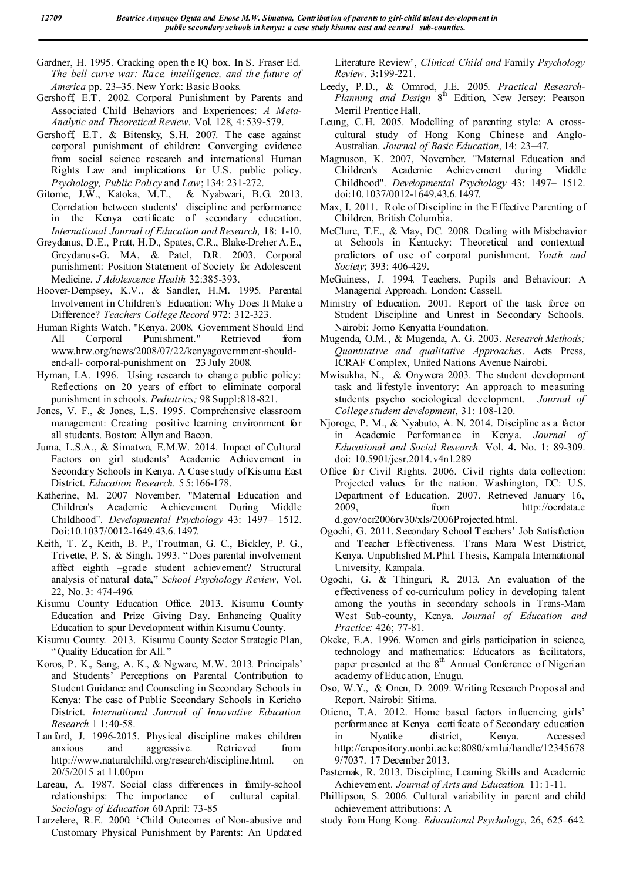Gardner, H. 1995. Cracking open the IQ box. In S. Fraser Ed. *The bell curve war: Race, intelligence, and the future of America* pp. 23–35. New York: Basic Books.

Gershoff, E.T. 2002. Corporal Punishment by Parents and Associated Child Behaviors and Experiences: *A Meta-Analytic and Theoretical Review*. Vol. 128, 4: 539-579.

Gershoff, E.T. & Bitensky, S.H. 2007. The case against corporal punishment of children: Converging evidence from social science research and international Human Rights Law and implications for U.S. public policy. *Psychology, Public Policy* and *Law*; 134: 231-272.

Gitome, J.W., Katoka, M.T., & Nyabwari, B.G. 2013. Correlation between students' discipline and performance in the Kenya certificate of secondary education. *International Journal of Education and Research,* 18: 1-10.

Greydanus, D.E., Pratt, H.D., Spates, C.R., Blake-Dreher A.E., Greydanus-G. MA, & Patel, D.R. 2003. Corporal punishment: Position Statement of Society for Adolescent Medicine. *J Adolescence Health* 32:385-393.

Hoover-Dempsey, K.V., & Sandler, H.M. 1995. Parental Involvement in Children's Education: Why Does It Make a Difference? *Teachers College Record* 972: 312-323.

Human Rights Watch. "Kenya. 2008. Government Should End All Corporal Punishment." Retrieved from www.hrw.org/news/2008/07/22/kenyagovernment-should-end-all- corporal-punishment on 23 July 2008.

Hyman, I.A. 1996. Using research to change public policy: Reflections on 20 years of effort to eliminate corporal punishment in schools. *Pediatrics;* 98 Suppl:818-821.

Jones, V. F., & Jones, L.S. 1995. Comprehensive classroom management: Creating positive learning environment for all students. Boston: Allyn and Bacon.

Juma, L.S.A., & Simatwa, E.M.W. 2014. Impact of Cultural Factors on girl students' Academic Achievement in Secondary Schools in Kenya. A Case study of Kisumu East District. *Education Research*. 5 5:166-178.

Katherine, M. 2007 November. "Maternal Education and Children's Academic Achievement During Middle Childhood". *Developmental Psychology* 43: 1497– 1512. Doi:10.1037/0012-1649.43.6.1497.

Keith, T. Z., Keith, B. P., Troutman, G. C., Bickley, P. G., Trivette, P. S, & Singh. 1993. "Does parental involvement affect eighth –grade student achievement? Structural analysis of natural data," *School Psychology Review*, Vol. 22, No. 3: 474-496.

Kisumu County Education Office. 2013. Kisumu County Education and Prize Giving Day. Enhancing Quality Education to spur Development within Kisumu County.

Kisumu County. 2013. Kisumu County Sector Strategic Plan, "Quality Education for All."

Koros, P. K., Sang, A. K., & Ngware, M.W. 2013. Principals' and Students' Perceptions on Parental Contribution to Student Guidance and Counseling in Secondary Schools in Kenya: The case of Public Secondary Schools in Kericho District. *International Journal of Innovative Education Research* 1 1:40-58.

Lanford, J. 1996-2015. Physical discipline makes children anxious and aggressive. Retrieved from http://www.naturalchild.org/research/discipline.html. on 20/5/2015 at 11.00pm

Lareau, A. 1987. Social class differences in family-school relationships: The importance of cultural capital. *Sociology of Education* 60 April: 73-85

Larzelere, R.E. 2000. 'Child Outcomes of Non-abusive and Customary Physical Punishment by Parents: An Updated Literature Review', *Clinical Child and* Family *Psychology Review*. 3**:**199-221.

Leedy, P.D., & Ormrod, J.E. 2005. *Practical Research-Planning and Design* 8th Edition, New Jersey: Pearson Merril Prentice Hall.

Leung, C.H. 2005. Modelling of parenting style: A cross-cultural study of Hong Kong Chinese and Anglo-Australian. *Journal of Basic Education*, 14: 23–47.

Magnuson, K. 2007, November. "Maternal Education and Children's Academic Achievement during Middle Childhood". *Developmental Psychology* 43: 1497– 1512. doi:10.1037/0012-1649.43.6.1497.

Max, I. 2011. Role of Discipline in the Effective Parenting of Children, British Columbia.

McClure, T.E., & May, DC. 2008. Dealing with Misbehavior at Schools in Kentucky: Theoretical and contextual predictors of use of corporal punishment. *Youth and Society*; 393: 406-429.

McGuiness, J. 1994. Teachers, Pupils and Behaviour: A Managerial Approach. London: Cassell.

Ministry of Education. 2001. Report of the task force on Student Discipline and Unrest in Secondary Schools. Nairobi: Jomo Kenyatta Foundation.

Mugenda, O.M., & Mugenda, A. G. 2003. *Research Methods; Quantitative and qualitative Approaches*. Acts Press, ICRAF Complex, United Nations Avenue Nairobi.

Mwisukha, N., & Onywera 2003. The student development task and lifestyle inventory: An approach to measuring students psycho sociological development. *Journal of College student development*, 31: 108-120.

Njoroge, P. M., & Nyabuto, A. N. 2014. Discipline as a factor in Academic Performance in Kenya. *Journal of Educational and Social Research.* Vol. 4**.** No. 1: 89-309. doi: 10.5901/jesr.2014.v4n1.289

Office for Civil Rights. 2006. Civil rights data collection: Projected values for the nation. Washington, DC: U.S. Department of Education. 2007. Retrieved January 16, 2009, from http://ocrdata.ed.gov/ocr2006rv30/xls/2006Projected.html.

Ogochi, G. 2011. Secondary School Teachers' Job Satisfaction and Teacher Effectiveness. Trans Mara West District, Kenya. Unpublished M.Phil. Thesis, Kampala International University, Kampala.

Ogochi, G. & Thinguri, R. 2013. An evaluation of the effectiveness of co-curriculum policy in developing talent among the youths in secondary schools in Trans-Mara West Sub-county, Kenya. *Journal of Education and Practice:* 426; 77-81.

Okeke, E.A. 1996. Women and girls participation in science, technology and mathematics: Educators as facilitators, paper presented at the 8th Annual Conference of Nigerian academy of Education, Enugu.

Oso, W.Y., & Onen, D. 2009. Writing Research Proposal and Report. Nairobi: Sitima.

Otieno, T.A. 2012. Home based factors influencing girls' performance at Kenya certificate of Secondary education in Nyatike district, Kenya. Accessed http://erepository.uonbi.ac.ke:8080/xmlui/handle/123456789/7037. 17 December 2013.

Pasternak, R. 2013. Discipline, Learning Skills and Academic Achievement. *Journal of Arts and Education.* 11: 1-11.

Phillipson, S. 2006. Cultural variability in parent and child achievement attributions: A study from Hong Kong. *Educational Psychology*, 26, 625–642.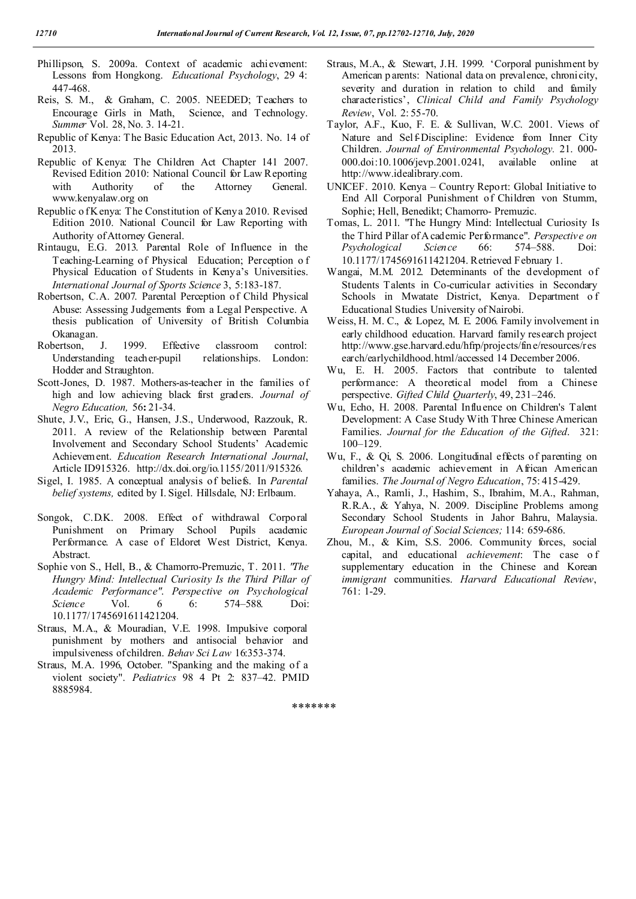Phillipson, S. 2009a. Context of academic achievement: Lessons from Hongkong. *Educational Psychology*, 29 4: 447-468.

Reis, S. M., & Graham, C. 2005. NEEDED; Teachers to Encourage Girls in Math, Science, and Technology. *Summer* Vol. 28, No. 3. 14-21.

Republic of Kenya: The Basic Education Act, 2013. No. 14 of 2013.

Republic of Kenya: The Children Act Chapter 141 2007. Revised Edition 2010: National Council for Law Reporting with Authority of the Attorney General. www.kenyalaw.org on

Republic of Kenya: The Constitution of Kenya 2010. Revised Edition 2010. National Council for Law Reporting with Authority of Attorney General.

Rintaugu, E.G. 2013. Parental Role of Influence in the Teaching-Learning of Physical Education; Perception of Physical Education of Students in Kenya's Universities. *International Journal of Sports Science* 3, 5:183-187.

Robertson, C.A. 2007. Parental Perception of Child Physical Abuse: Assessing Judgements from a Legal Perspective. A thesis publication of University of British Columbia Okanagan.

Robertson, J. 1999. Effective classroom control: Understanding teacher-pupil relationships. London: Hodder and Straughton.

Scott-Jones, D. 1987. Mothers-as-teacher in the families of high and low achieving black first graders. *Journal of Negro Education,* 56**:** 21-34.

Shute, J.V., Eric, G., Hansen, J.S., Underwood, Razzouk, R. 2011. A review of the Relationship between Parental Involvement and Secondary School Students' Academic Achievement. *Education Research International Journal*, Article ID915326. http://dx.doi.org/io.1155/2011/915326.

Sigel, I. 1985. A conceptual analysis of beliefs. In *Parental belief systems,* edited by I. Sigel. Hillsdale, NJ: Erlbaum.

Songok, C.D.K. 2008. Effect of withdrawal Corporal Punishment on Primary School Pupils academic Performance. A case of Eldoret West District, Kenya. Abstract.

Sophie von S., Hell, B., & Chamorro-Premuzic, T. 2011. *"The Hungry Mind: Intellectual Curiosity Is the Third Pillar of Academic Performance". Perspective on Psychological Science* Vol. 6 6: 574–588. Doi: 10.1177/1745691611421204.

Straus, M.A., & Mouradian, V.E. 1998. Impulsive corporal punishment by mothers and antisocial behavior and impulsiveness of children. *Behav Sci Law* 16:353-374.

Straus, M.A. 1996, October. "Spanking and the making of a violent society". *Pediatrics* 98 4 Pt 2: 837–42. PMID 8885984.

Straus, M.A., & Stewart, J.H. 1999. 'Corporal punishment by American parents: National data on prevalence, chronicity, severity and duration in relation to child and family characteristics', *Clinical Child and Family Psychology Review*, Vol. 2: 55-70.

Taylor, A.F., Kuo, F. E. & Sullivan, W.C. 2001. Views of Nature and Self-Discipline: Evidence from Inner City Children. *Journal of Environmental Psychology.* 21. 000-000.doi:10.1006/jevp.2001.0241, available online at http://www.idealibrary.com.

UNICEF. 2010. Kenya – Country Report: Global Initiative to End All Corporal Punishment of Children von Stumm, Sophie; Hell, Benedikt; Chamorro- Premuzic.

Tomas, L. 2011. "The Hungry Mind: Intellectual Curiosity Is the Third Pillar of Academic Performance". *Perspective on Psychological Science* 66: 574–588. Doi: 10.1177/1745691611421204. Retrieved February 1.

Wangai, M.M. 2012. Determinants of the development of Students Talents in Co-curricular activities in Secondary Schools in Mwatate District, Kenya. Department of Educational Studies University of Nairobi.

Weiss, H. M. C., & Lopez, M. E. 2006. Family involvement in early childhood education. Harvard family research project http://www.gse.harvard.edu/hfrp/projects/fine/resources/research/earlychildhood.html/accessed 14 December 2006.

Wu, E. H. 2005. Factors that contribute to talented performance: A theoretical model from a Chinese perspective. *Gifted Child Quarterly*, 49, 231–246.

Wu, Echo, H. 2008. Parental Influence on Children's Talent Development: A Case Study With Three Chinese American Families. *Journal for the Education of the Gifted*. 321: 100–129.

Wu, F., & Qi, S. 2006. Longitudinal effects of parenting on children's academic achievement in African American families. *The Journal of Negro Education*, 75: 415-429.

Yahaya, A., Ramli, J., Hashim, S., Ibrahim, M.A., Rahman, R.R.A., & Yahya, N. 2009. Discipline Problems among Secondary School Students in Jahor Bahru, Malaysia. *European Journal of Social Sciences;* 114: 659-686.

Zhou, M., & Kim, S.S. 2006. Community forces, social capital, and educational *achievement*: The case of supplementary education in the Chinese and Korean *immigrant* communities. *Harvard Educational Review*, 761: 1-29.

*******